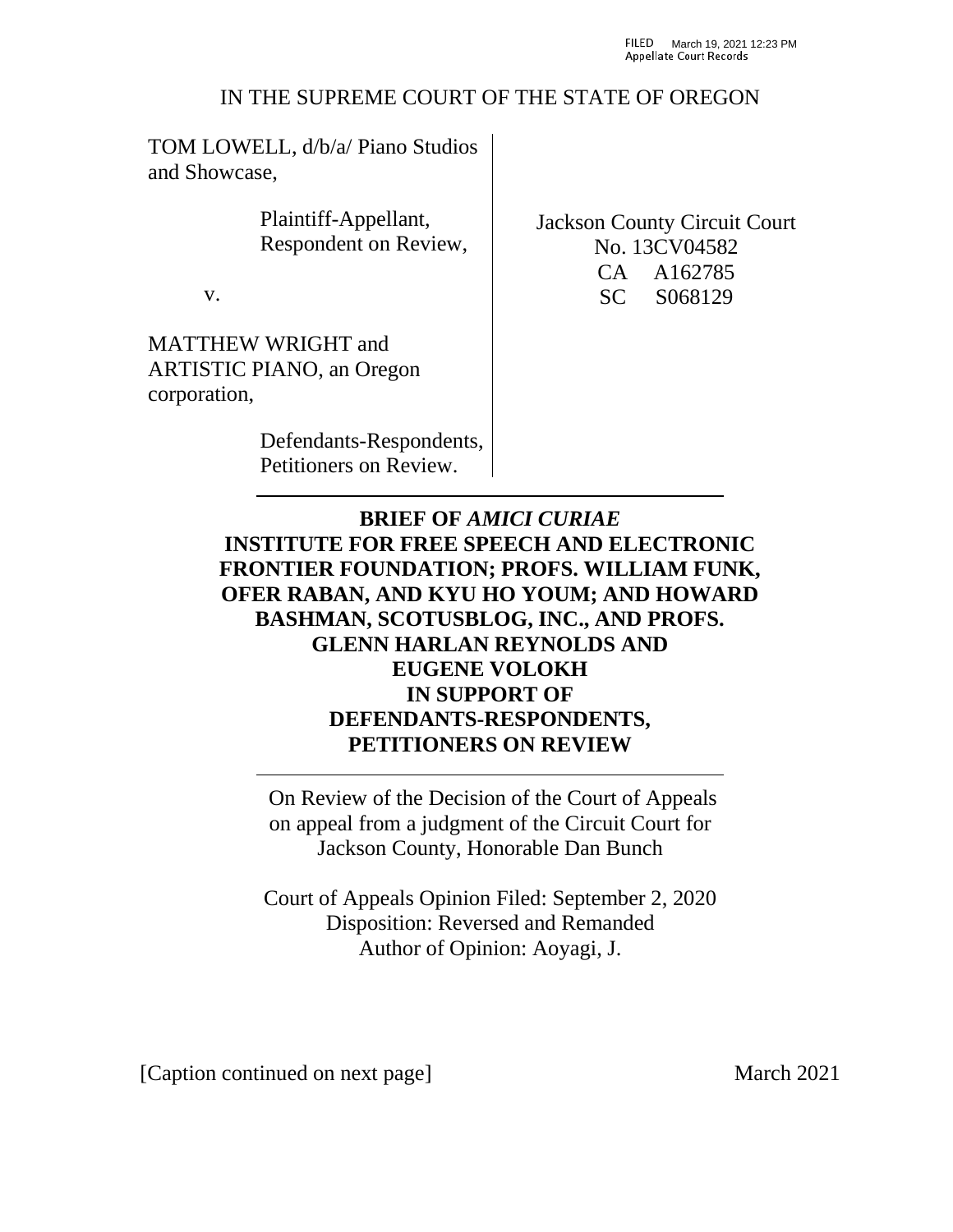FILED March 19, 2021 12:23 PM
Appellate Court Records

IN THE SUPREME COURT OF THE STATE OF OREGON

TOM LOWELL, d/b/a/ Piano Studios and Showcase,

Plaintiff-Appellant, Respondent on Review,

v.

MATTHEW WRIGHT and ARTISTIC PIANO, an Oregon corporation,

Defendants-Respondents, Petitioners on Review.

Jackson County Circuit Court No. 13CV04582
CA A162785
SC S068129

**BRIEF OF *AMICI CURIAE* INSTITUTE FOR FREE SPEECH AND ELECTRONIC FRONTIER FOUNDATION; PROFS. WILLIAM FUNK, OFER RABAN, AND KYU HO YOUM; AND HOWARD BASHMAN, SCOTUSBLOG, INC., AND PROFS. GLENN HARLAN REYNOLDS AND EUGENE VOLOKH IN SUPPORT OF DEFENDANTS-RESPONDENTS, PETITIONERS ON REVIEW**

On Review of the Decision of the Court of Appeals on appeal from a judgment of the Circuit Court for Jackson County, Honorable Dan Bunch

Court of Appeals Opinion Filed: September 2, 2020
Disposition: Reversed and Remanded
Author of Opinion: Aoyagi, J.

[Caption continued on next page]

March 2021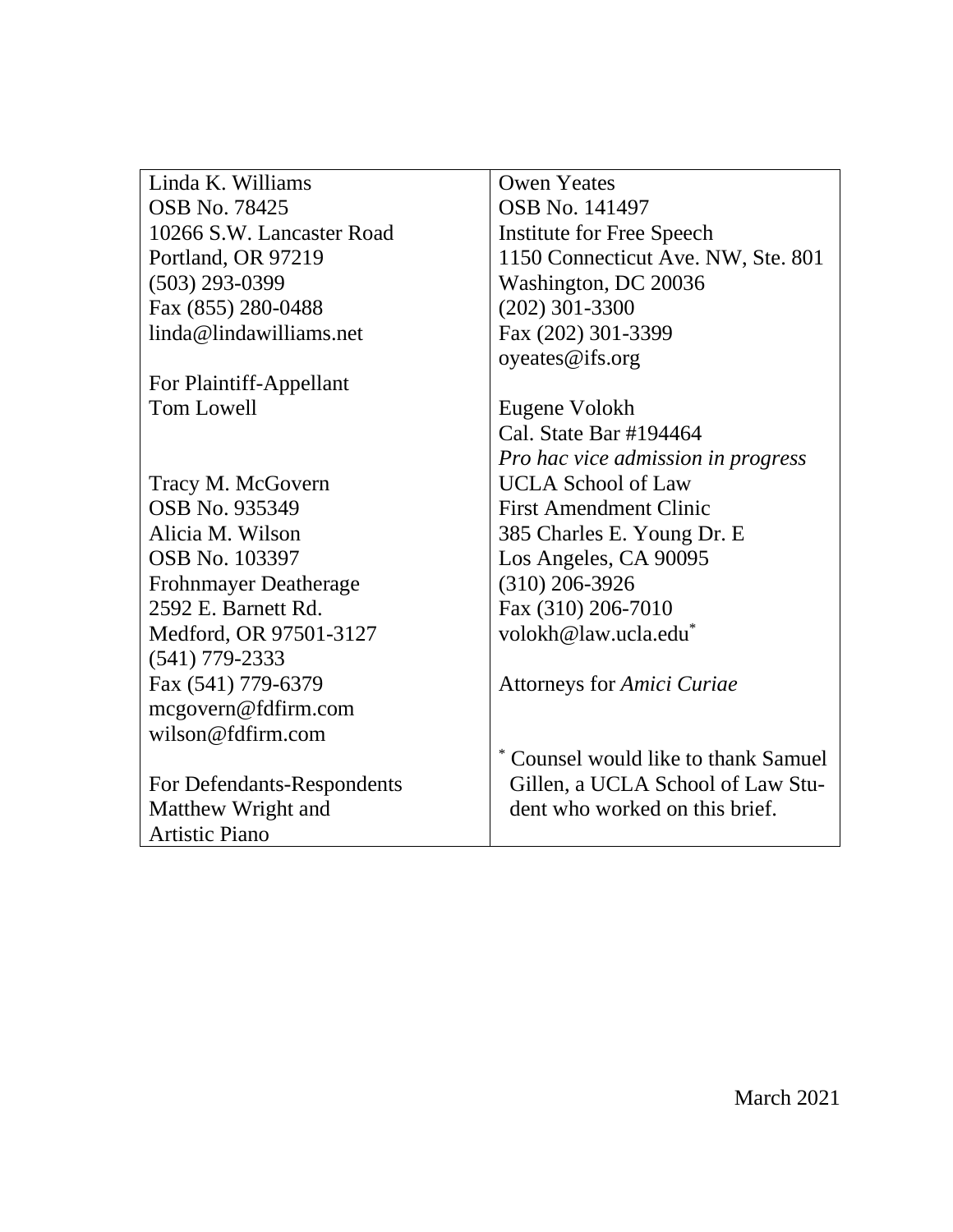| | |
|---|---|
| Linda K. Williams<br>OSB No. 78425<br>10266 S.W. Lancaster Road<br>Portland, OR 97219<br>(503) 293-0399<br>Fax (855) 280-0488<br>linda@lindawilliams.net<br><br>For Plaintiff-Appellant<br>Tom Lowell<br><br><br>Tracy M. McGovern<br>OSB No. 935349<br>Alicia M. Wilson<br>OSB No. 103397<br>Frohnmayer Deatherage<br>2592 E. Barnett Rd.<br>Medford, OR 97501-3127<br>(541) 779-2333<br>Fax (541) 779-6379<br>mcgovern@fdfirm.com<br>wilson@fdfirm.com<br><br>For Defendants-Respondents<br>Matthew Wright and<br>Artistic Piano | Owen Yeates<br>OSB No. 141497<br>Institute for Free Speech<br>1150 Connecticut Ave. NW, Ste. 801<br>Washington, DC 20036<br>(202) 301-3300<br>Fax (202) 301-3399<br>oyeates@ifs.org<br><br>Eugene Volokh<br>Cal. State Bar #194464<br>*Pro hac vice admission in progress*<br>UCLA School of Law<br>First Amendment Clinic<br>385 Charles E. Young Dr. E<br>Los Angeles, CA 90095<br>(310) 206-3926<br>Fax (310) 206-7010<br>volokh@law.ucla.edu*<br><br>Attorneys for *Amici Curiae*<br><br>* Counsel would like to thank Samuel Gillen, a UCLA School of Law Student who worked on this brief. |

March 2021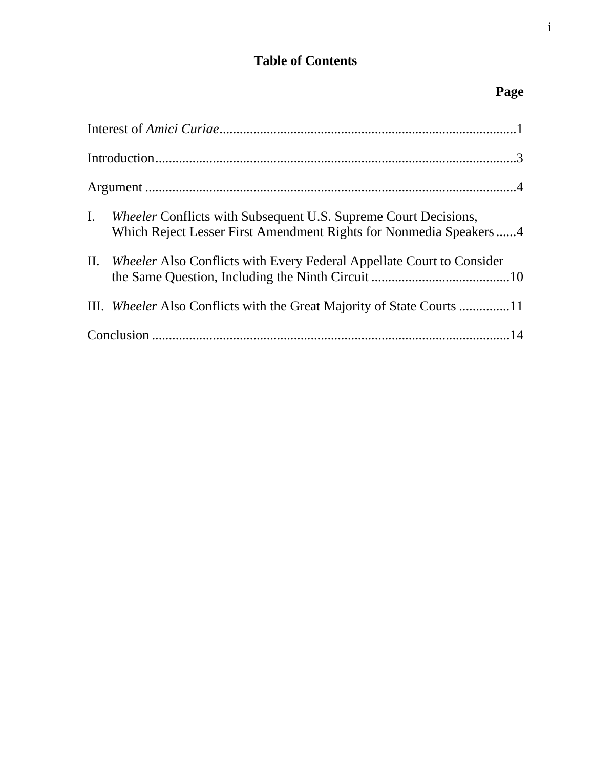# Table of Contents

**Page**

Interest of *Amici Curiae*........................................................................................1

Introduction..........................................................................................................3

Argument .............................................................................................................4

I. *Wheeler* Conflicts with Subsequent U.S. Supreme Court Decisions, Which Reject Lesser First Amendment Rights for Nonmedia Speakers......4

II. *Wheeler* Also Conflicts with Every Federal Appellate Court to Consider the Same Question, Including the Ninth Circuit .........................................10

III. *Wheeler* Also Conflicts with the Great Majority of State Courts ...............11

Conclusion ..........................................................................................................14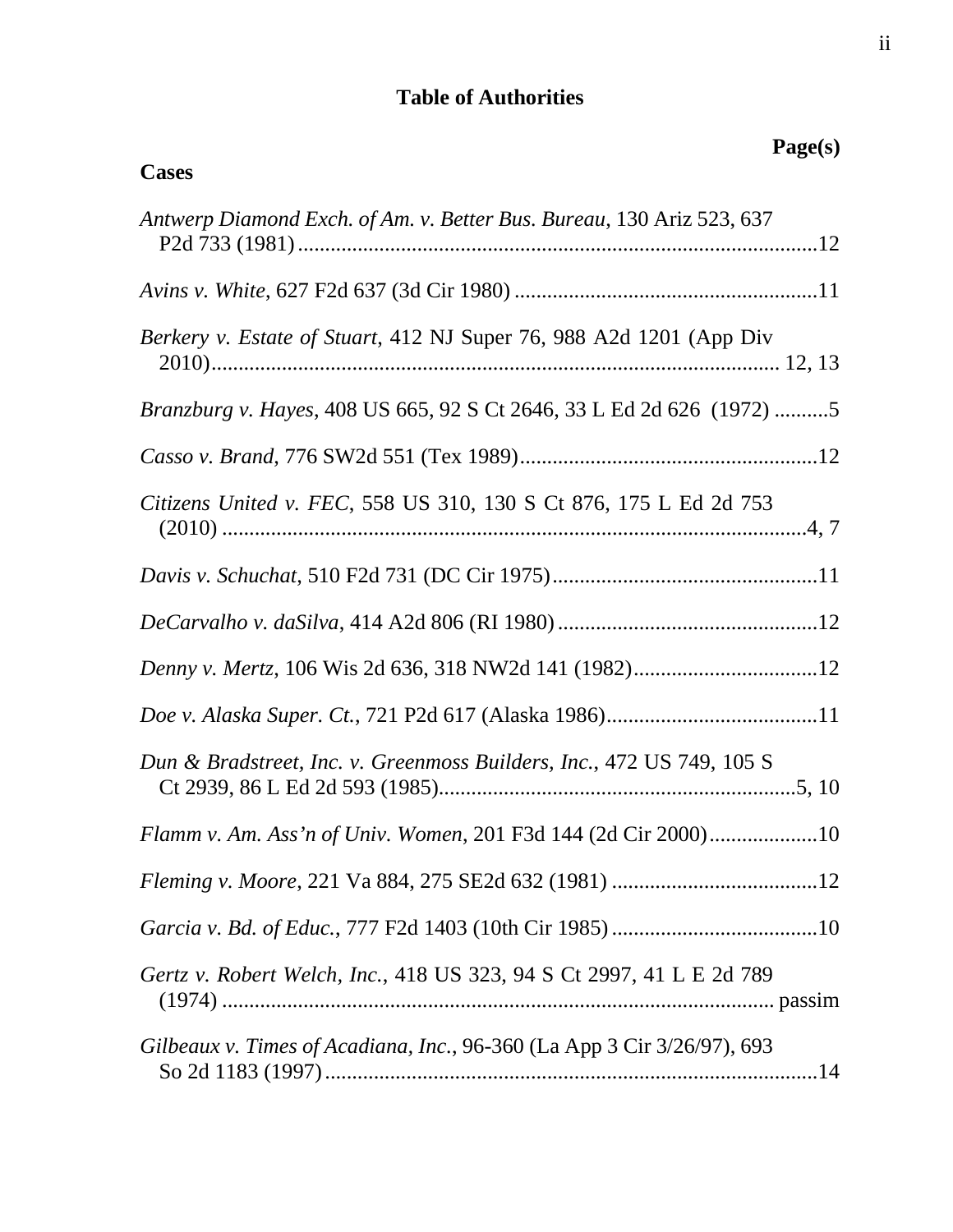# Table of Authorities

**Page(s)**

## Cases

*Antwerp Diamond Exch. of Am. v. Better Bus. Bureau*, 130 Ariz 523, 637 P2d 733 (1981) ....................12

*Avins v. White*, 627 F2d 637 (3d Cir 1980) ....................11

*Berkery v. Estate of Stuart*, 412 NJ Super 76, 988 A2d 1201 (App Div 2010).................... 12, 13

*Branzburg v. Hayes*, 408 US 665, 92 S Ct 2646, 33 L Ed 2d 626 (1972) ..........5

*Casso v. Brand*, 776 SW2d 551 (Tex 1989)....................12

*Citizens United v. FEC*, 558 US 310, 130 S Ct 876, 175 L Ed 2d 753 (2010) ....................4, 7

*Davis v. Schuchat*, 510 F2d 731 (DC Cir 1975)....................11

*DeCarvalho v. daSilva*, 414 A2d 806 (RI 1980) ....................12

*Denny v. Mertz*, 106 Wis 2d 636, 318 NW2d 141 (1982)....................12

*Doe v. Alaska Super. Ct.*, 721 P2d 617 (Alaska 1986)....................11

*Dun & Bradstreet, Inc. v. Greenmoss Builders, Inc.*, 472 US 749, 105 S Ct 2939, 86 L Ed 2d 593 (1985)....................5, 10

*Flamm v. Am. Ass'n of Univ. Women*, 201 F3d 144 (2d Cir 2000)....................10

*Fleming v. Moore*, 221 Va 884, 275 SE2d 632 (1981) ....................12

*Garcia v. Bd. of Educ.*, 777 F2d 1403 (10th Cir 1985) ....................10

*Gertz v. Robert Welch, Inc.*, 418 US 323, 94 S Ct 2997, 41 L E 2d 789 (1974) .................... passim

*Gilbeaux v. Times of Acadiana, Inc.*, 96-360 (La App 3 Cir 3/26/97), 693 So 2d 1183 (1997)....................14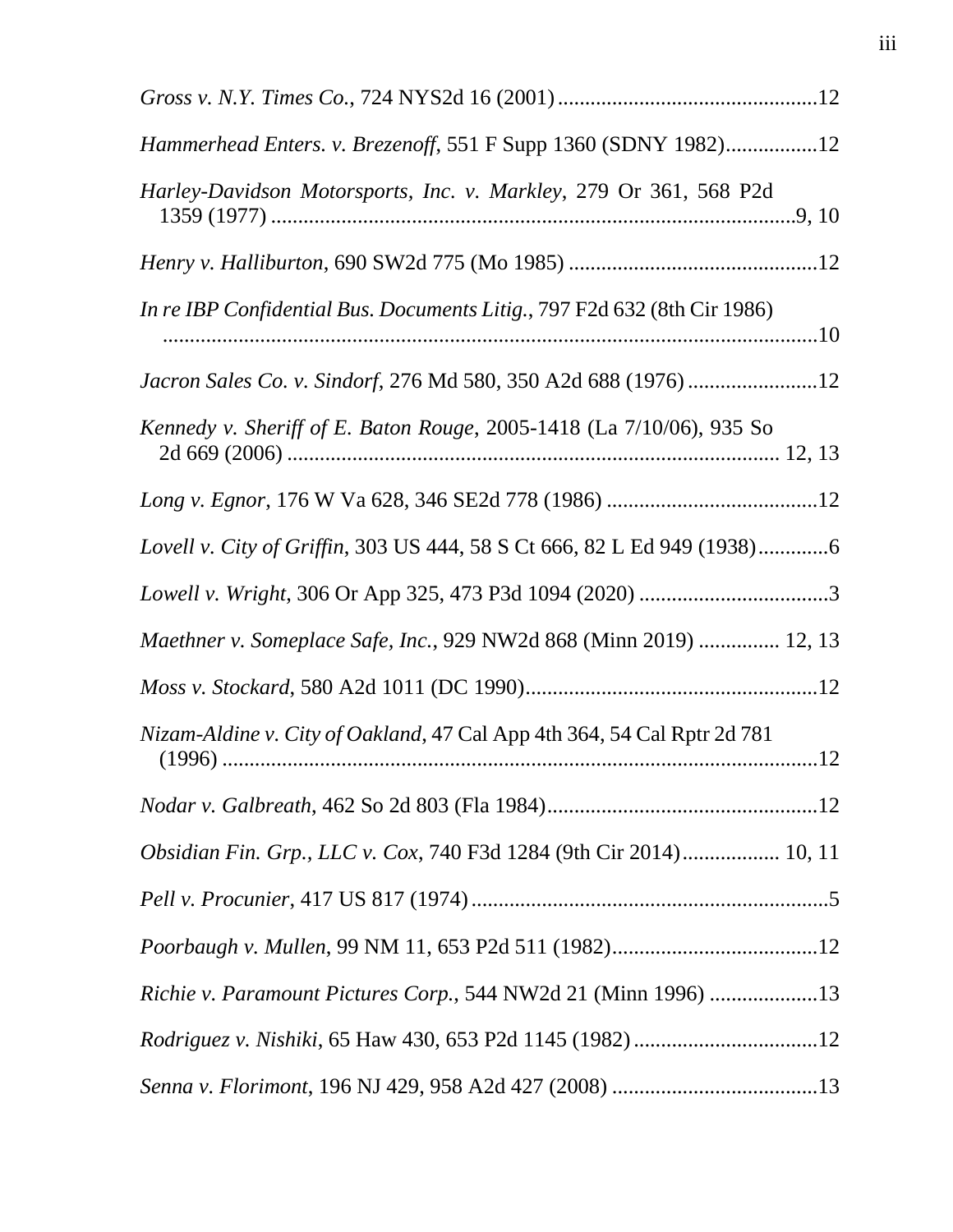*Gross v. N.Y. Times Co.*, 724 NYS2d 16 (2001) ................................................12

*Hammerhead Enters. v. Brezenoff*, 551 F Supp 1360 (SDNY 1982).................12

*Harley-Davidson Motorsports, Inc. v. Markley*, 279 Or 361, 568 P2d 1359 (1977) ..................................................................................................9, 10

*Henry v. Halliburton*, 690 SW2d 775 (Mo 1985) ..............................................12

*In re IBP Confidential Bus. Documents Litig.*, 797 F2d 632 (8th Cir 1986) ..........................................................................................................................10

*Jacron Sales Co. v. Sindorf*, 276 Md 580, 350 A2d 688 (1976) ........................12

*Kennedy v. Sheriff of E. Baton Rouge*, 2005-1418 (La 7/10/06), 935 So 2d 669 (2006) ........................................................................................... 12, 13

*Long v. Egnor*, 176 W Va 628, 346 SE2d 778 (1986) .......................................12

*Lovell v. City of Griffin*, 303 US 444, 58 S Ct 666, 82 L Ed 949 (1938).............6

*Lowell v. Wright*, 306 Or App 325, 473 P3d 1094 (2020) ...................................3

*Maethner v. Someplace Safe, Inc.*, 929 NW2d 868 (Minn 2019) ............... 12, 13

*Moss v. Stockard*, 580 A2d 1011 (DC 1990).......................................................12

*Nizam-Aldine v. City of Oakland*, 47 Cal App 4th 364, 54 Cal Rptr 2d 781 (1996) ..............................................................................................................12

*Nodar v. Galbreath*, 462 So 2d 803 (Fla 1984)..................................................12

*Obsidian Fin. Grp., LLC v. Cox*, 740 F3d 1284 (9th Cir 2014).................. 10, 11

*Pell v. Procunier*, 417 US 817 (1974)..................................................................5

*Poorbaugh v. Mullen*, 99 NM 11, 653 P2d 511 (1982)......................................12

*Richie v. Paramount Pictures Corp.*, 544 NW2d 21 (Minn 1996) ....................13

*Rodriguez v. Nishiki*, 65 Haw 430, 653 P2d 1145 (1982)..................................12

*Senna v. Florimont*, 196 NJ 429, 958 A2d 427 (2008) ......................................13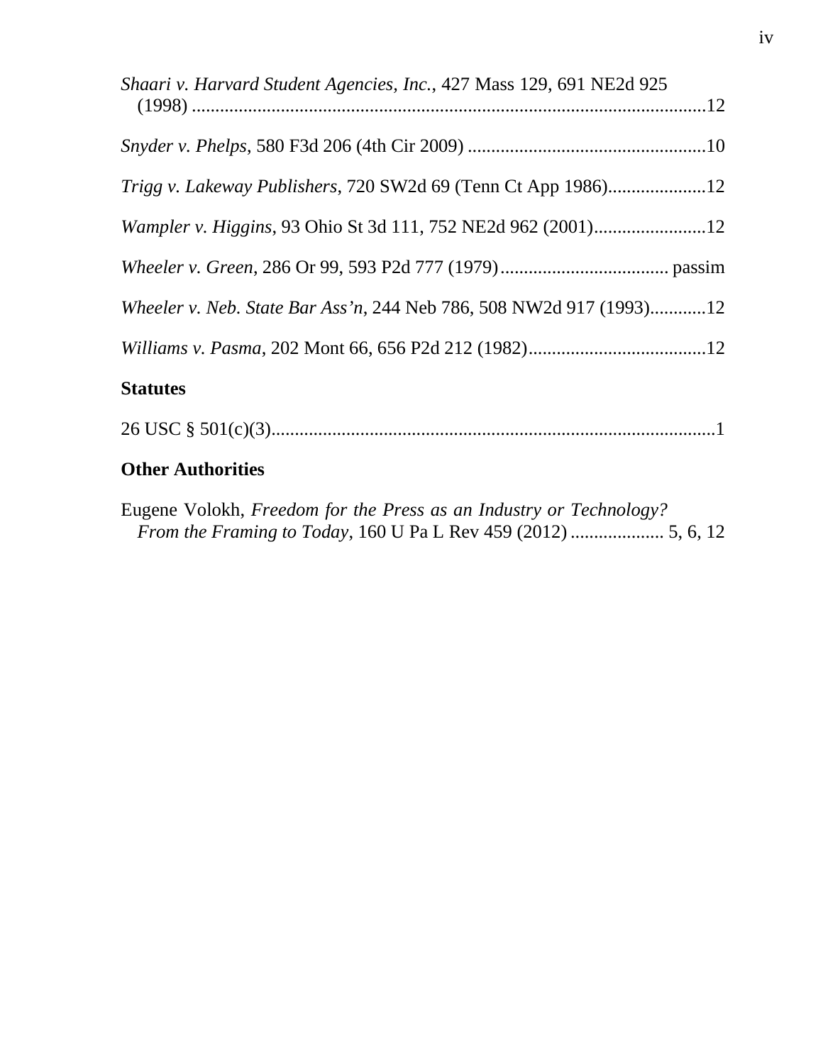*Shaari v. Harvard Student Agencies, Inc.*, 427 Mass 129, 691 NE2d 925 (1998) ............................................................................................................12

*Snyder v. Phelps*, 580 F3d 206 (4th Cir 2009) ..................................................10

*Trigg v. Lakeway Publishers*, 720 SW2d 69 (Tenn Ct App 1986)....................12

*Wampler v. Higgins*, 93 Ohio St 3d 111, 752 NE2d 962 (2001)........................12

*Wheeler v. Green*, 286 Or 99, 593 P2d 777 (1979).................................... passim

*Wheeler v. Neb. State Bar Ass'n*, 244 Neb 786, 508 NW2d 917 (1993)............12

*Williams v. Pasma*, 202 Mont 66, 656 P2d 212 (1982)......................................12

### Statutes

26 USC § 501(c)(3)..............................................................................................1

### Other Authorities

Eugene Volokh, *Freedom for the Press as an Industry or Technology? From the Framing to Today*, 160 U Pa L Rev 459 (2012) .................... 5, 6, 12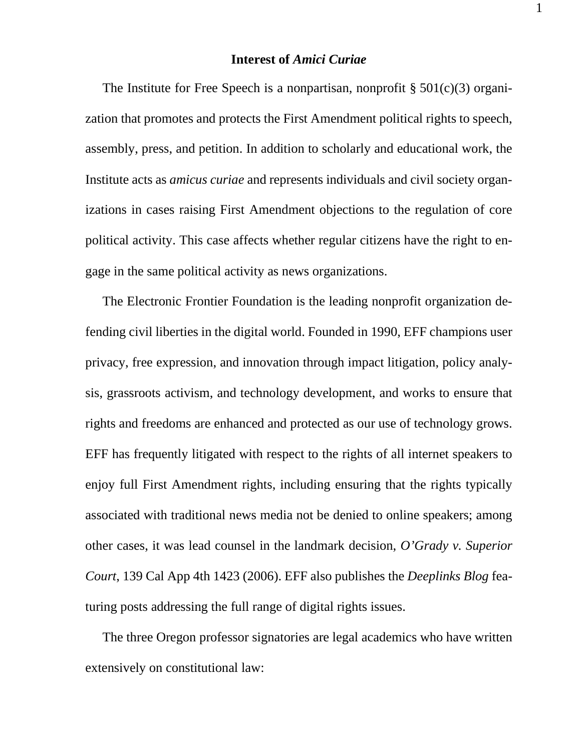## Interest of *Amici Curiae*

The Institute for Free Speech is a nonpartisan, nonprofit § 501(c)(3) organization that promotes and protects the First Amendment political rights to speech, assembly, press, and petition. In addition to scholarly and educational work, the Institute acts as *amicus curiae* and represents individuals and civil society organizations in cases raising First Amendment objections to the regulation of core political activity. This case affects whether regular citizens have the right to engage in the same political activity as news organizations.

The Electronic Frontier Foundation is the leading nonprofit organization defending civil liberties in the digital world. Founded in 1990, EFF champions user privacy, free expression, and innovation through impact litigation, policy analysis, grassroots activism, and technology development, and works to ensure that rights and freedoms are enhanced and protected as our use of technology grows. EFF has frequently litigated with respect to the rights of all internet speakers to enjoy full First Amendment rights, including ensuring that the rights typically associated with traditional news media not be denied to online speakers; among other cases, it was lead counsel in the landmark decision, *O'Grady v. Superior Court*, 139 Cal App 4th 1423 (2006). EFF also publishes the *Deeplinks Blog* featuring posts addressing the full range of digital rights issues.

The three Oregon professor signatories are legal academics who have written extensively on constitutional law: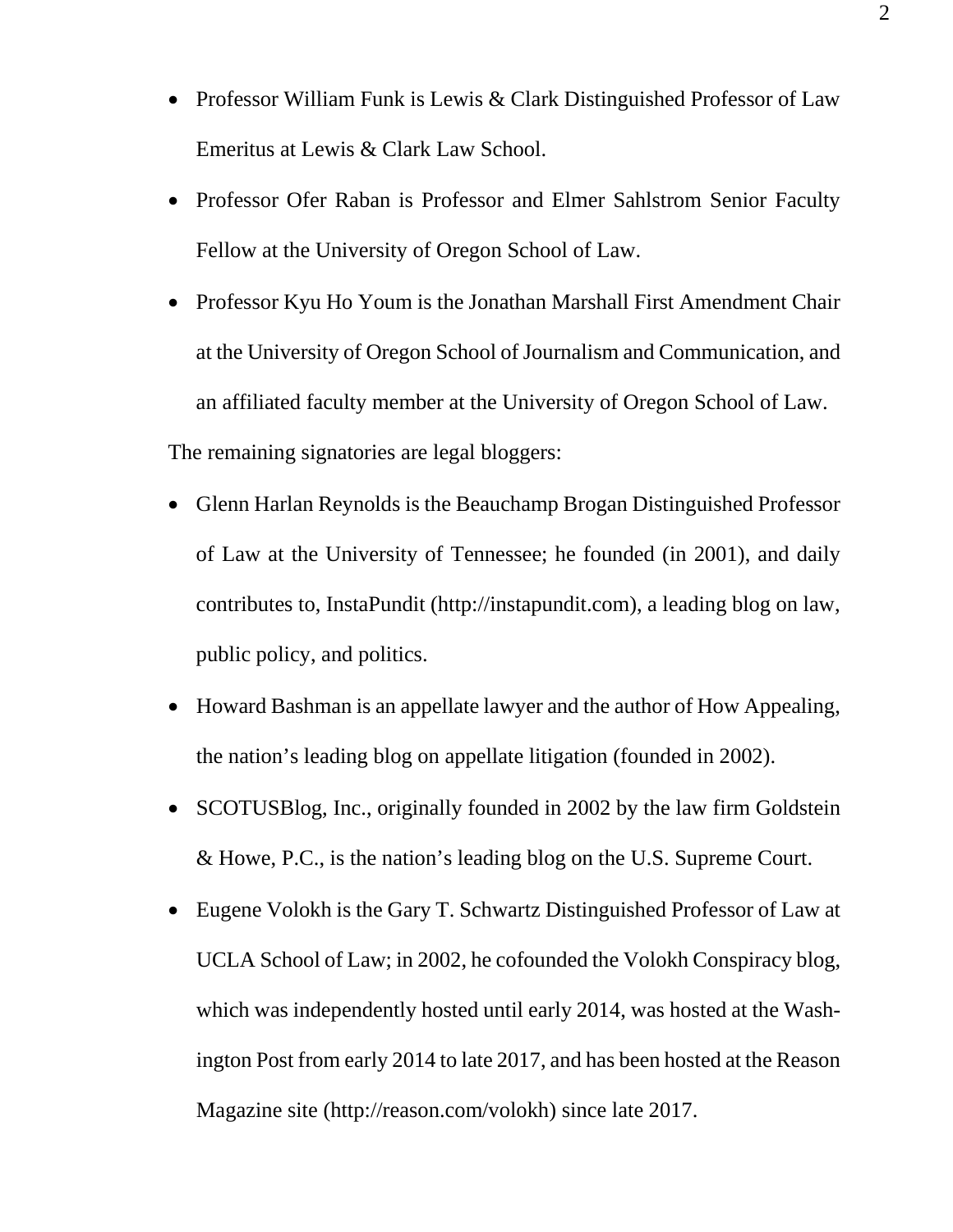- Professor William Funk is Lewis & Clark Distinguished Professor of Law Emeritus at Lewis & Clark Law School.
- Professor Ofer Raban is Professor and Elmer Sahlstrom Senior Faculty Fellow at the University of Oregon School of Law.
- Professor Kyu Ho Youm is the Jonathan Marshall First Amendment Chair at the University of Oregon School of Journalism and Communication, and an affiliated faculty member at the University of Oregon School of Law.

The remaining signatories are legal bloggers:

- Glenn Harlan Reynolds is the Beauchamp Brogan Distinguished Professor of Law at the University of Tennessee; he founded (in 2001), and daily contributes to, InstaPundit (http://instapundit.com), a leading blog on law, public policy, and politics.
- Howard Bashman is an appellate lawyer and the author of How Appealing, the nation's leading blog on appellate litigation (founded in 2002).
- SCOTUSBlog, Inc., originally founded in 2002 by the law firm Goldstein & Howe, P.C., is the nation's leading blog on the U.S. Supreme Court.
- Eugene Volokh is the Gary T. Schwartz Distinguished Professor of Law at UCLA School of Law; in 2002, he cofounded the Volokh Conspiracy blog, which was independently hosted until early 2014, was hosted at the Washington Post from early 2014 to late 2017, and has been hosted at the Reason Magazine site (http://reason.com/volokh) since late 2017.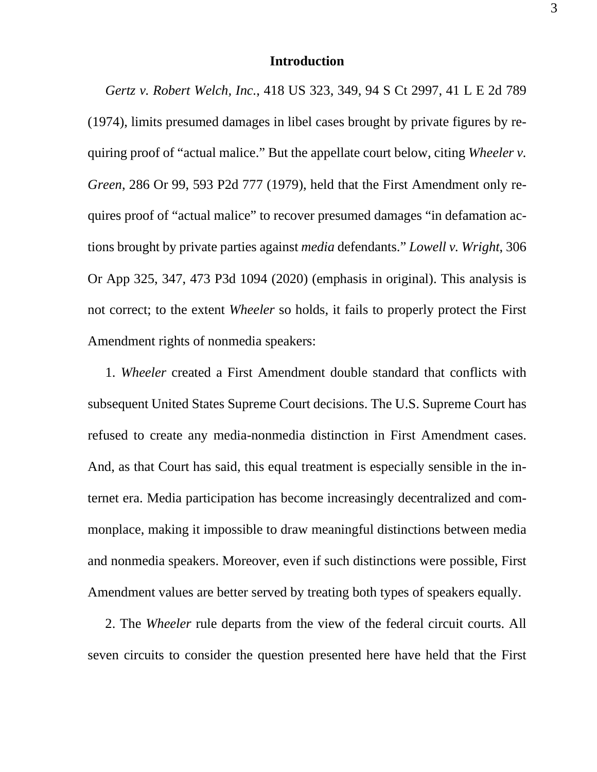## Introduction

*Gertz v. Robert Welch, Inc.*, 418 US 323, 349, 94 S Ct 2997, 41 L E 2d 789 (1974), limits presumed damages in libel cases brought by private figures by requiring proof of "actual malice." But the appellate court below, citing *Wheeler v. Green*, 286 Or 99, 593 P2d 777 (1979), held that the First Amendment only requires proof of "actual malice" to recover presumed damages "in defamation actions brought by private parties against *media* defendants." *Lowell v. Wright*, 306 Or App 325, 347, 473 P3d 1094 (2020) (emphasis in original). This analysis is not correct; to the extent *Wheeler* so holds, it fails to properly protect the First Amendment rights of nonmedia speakers:

1. *Wheeler* created a First Amendment double standard that conflicts with subsequent United States Supreme Court decisions. The U.S. Supreme Court has refused to create any media-nonmedia distinction in First Amendment cases. And, as that Court has said, this equal treatment is especially sensible in the internet era. Media participation has become increasingly decentralized and commonplace, making it impossible to draw meaningful distinctions between media and nonmedia speakers. Moreover, even if such distinctions were possible, First Amendment values are better served by treating both types of speakers equally.

2. The *Wheeler* rule departs from the view of the federal circuit courts. All seven circuits to consider the question presented here have held that the First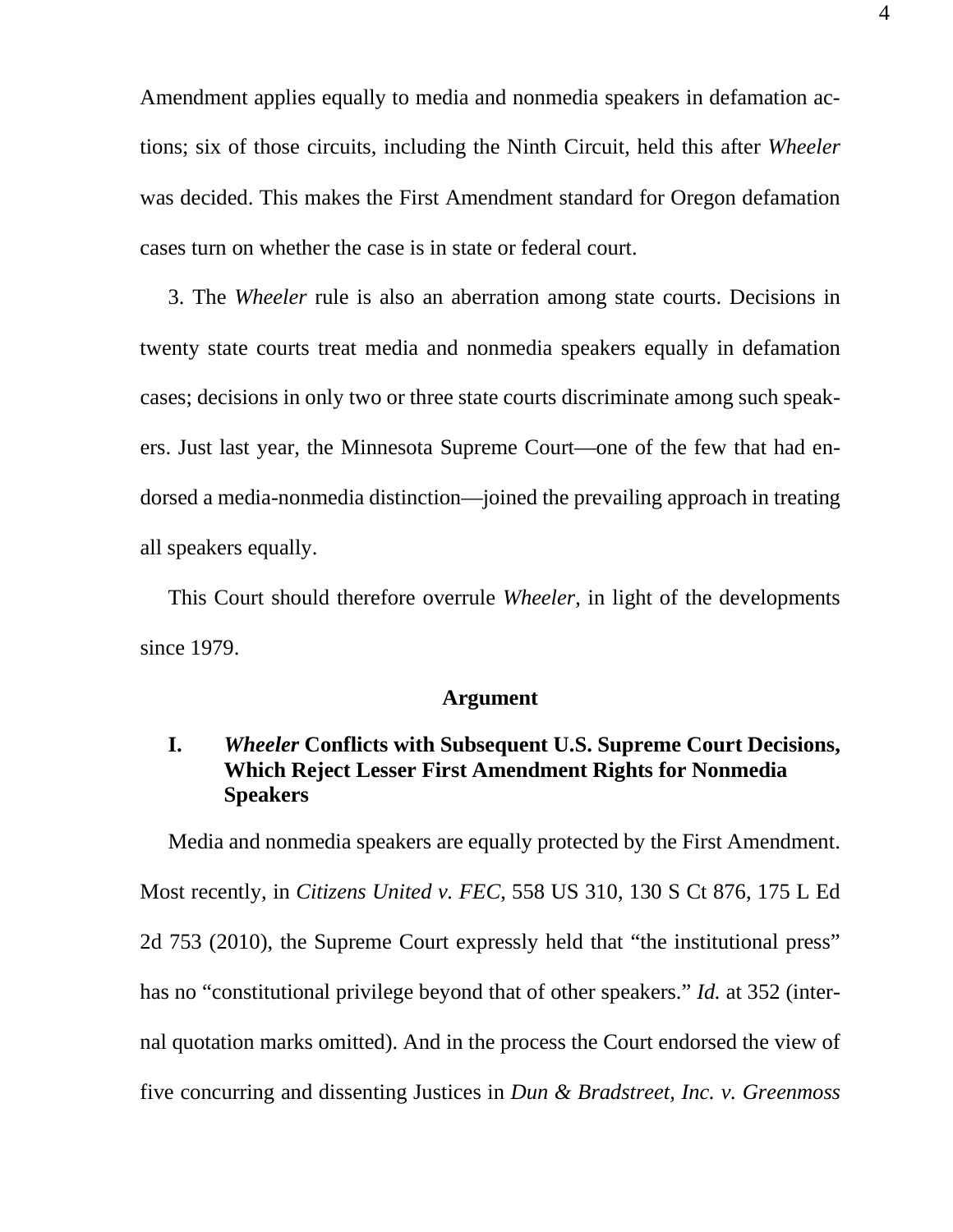Amendment applies equally to media and nonmedia speakers in defamation actions; six of those circuits, including the Ninth Circuit, held this after *Wheeler* was decided. This makes the First Amendment standard for Oregon defamation cases turn on whether the case is in state or federal court.

3. The *Wheeler* rule is also an aberration among state courts. Decisions in twenty state courts treat media and nonmedia speakers equally in defamation cases; decisions in only two or three state courts discriminate among such speakers. Just last year, the Minnesota Supreme Court—one of the few that had endorsed a media-nonmedia distinction—joined the prevailing approach in treating all speakers equally.

This Court should therefore overrule *Wheeler*, in light of the developments since 1979.

## Argument

### I. *Wheeler* Conflicts with Subsequent U.S. Supreme Court Decisions, Which Reject Lesser First Amendment Rights for Nonmedia Speakers

Media and nonmedia speakers are equally protected by the First Amendment. Most recently, in *Citizens United v. FEC*, 558 US 310, 130 S Ct 876, 175 L Ed 2d 753 (2010), the Supreme Court expressly held that "the institutional press" has no "constitutional privilege beyond that of other speakers." *Id.* at 352 (internal quotation marks omitted). And in the process the Court endorsed the view of five concurring and dissenting Justices in *Dun & Bradstreet, Inc. v. Greenmoss*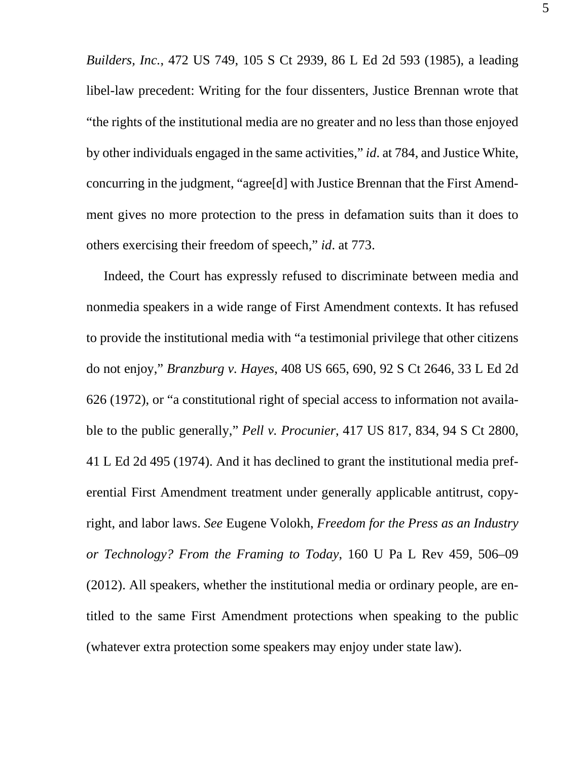*Builders, Inc.*, 472 US 749, 105 S Ct 2939, 86 L Ed 2d 593 (1985), a leading libel-law precedent: Writing for the four dissenters, Justice Brennan wrote that "the rights of the institutional media are no greater and no less than those enjoyed by other individuals engaged in the same activities," *id*. at 784, and Justice White, concurring in the judgment, "agree[d] with Justice Brennan that the First Amendment gives no more protection to the press in defamation suits than it does to others exercising their freedom of speech," *id*. at 773.

Indeed, the Court has expressly refused to discriminate between media and nonmedia speakers in a wide range of First Amendment contexts. It has refused to provide the institutional media with "a testimonial privilege that other citizens do not enjoy," *Branzburg v. Hayes*, 408 US 665, 690, 92 S Ct 2646, 33 L Ed 2d 626 (1972), or "a constitutional right of special access to information not available to the public generally," *Pell v. Procunier*, 417 US 817, 834, 94 S Ct 2800, 41 L Ed 2d 495 (1974). And it has declined to grant the institutional media preferential First Amendment treatment under generally applicable antitrust, copyright, and labor laws. *See* Eugene Volokh, *Freedom for the Press as an Industry or Technology? From the Framing to Today*, 160 U Pa L Rev 459, 506–09 (2012). All speakers, whether the institutional media or ordinary people, are entitled to the same First Amendment protections when speaking to the public (whatever extra protection some speakers may enjoy under state law).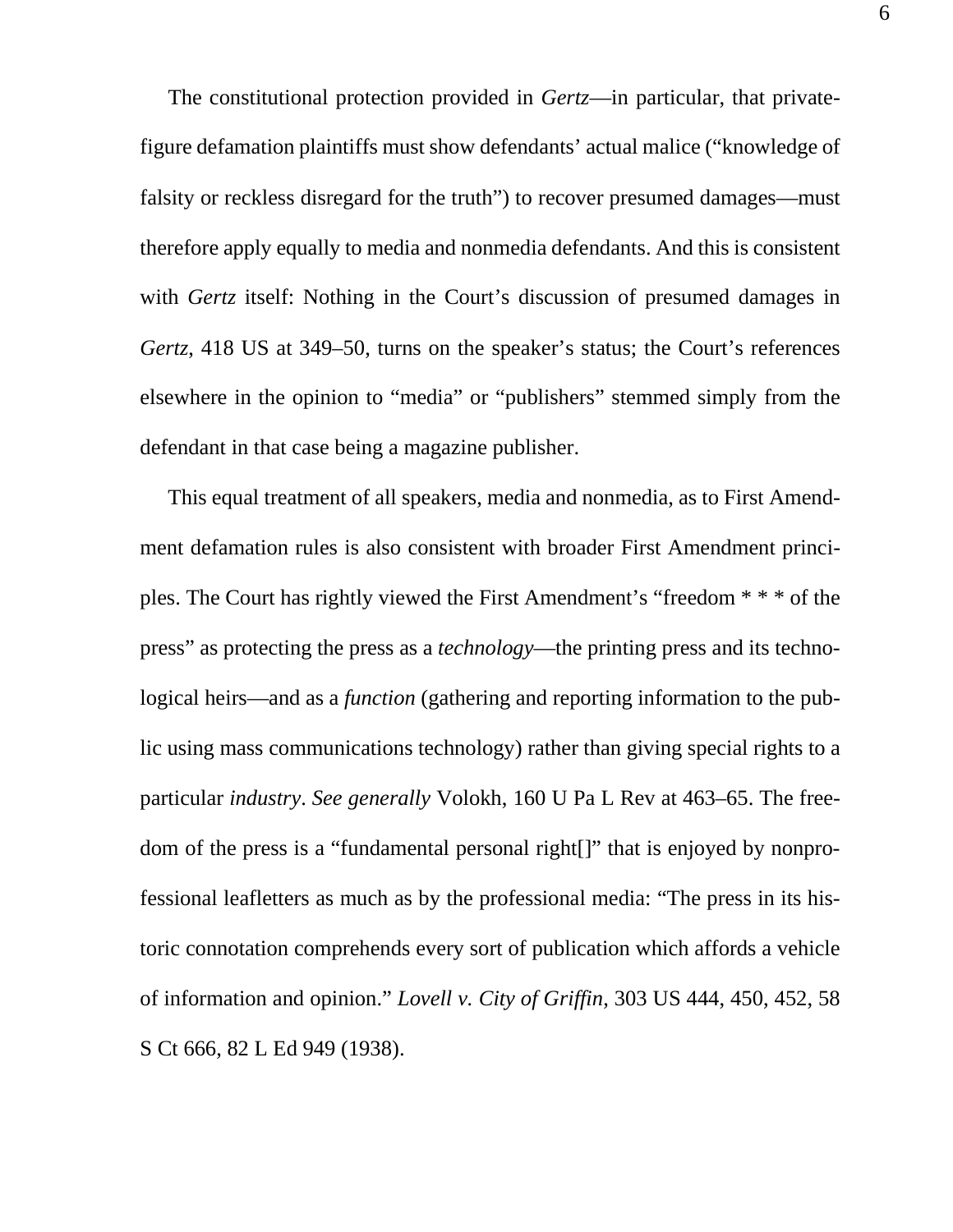The constitutional protection provided in *Gertz*—in particular, that private-figure defamation plaintiffs must show defendants' actual malice ("knowledge of falsity or reckless disregard for the truth") to recover presumed damages—must therefore apply equally to media and nonmedia defendants. And this is consistent with *Gertz* itself: Nothing in the Court's discussion of presumed damages in *Gertz*, 418 US at 349–50, turns on the speaker's status; the Court's references elsewhere in the opinion to "media" or "publishers" stemmed simply from the defendant in that case being a magazine publisher.

This equal treatment of all speakers, media and nonmedia, as to First Amendment defamation rules is also consistent with broader First Amendment principles. The Court has rightly viewed the First Amendment's "freedom * * * of the press" as protecting the press as a *technology*—the printing press and its technological heirs—and as a *function* (gathering and reporting information to the public using mass communications technology) rather than giving special rights to a particular *industry*. *See generally* Volokh, 160 U Pa L Rev at 463–65. The freedom of the press is a "fundamental personal right[]" that is enjoyed by nonprofessional leafletters as much as by the professional media: "The press in its historic connotation comprehends every sort of publication which affords a vehicle of information and opinion." *Lovell v. City of Griffin*, 303 US 444, 450, 452, 58 S Ct 666, 82 L Ed 949 (1938).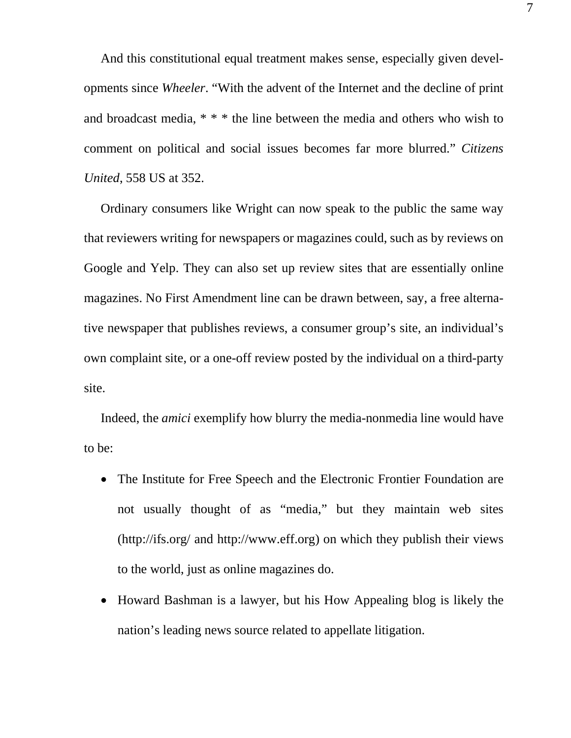And this constitutional equal treatment makes sense, especially given developments since *Wheeler*. "With the advent of the Internet and the decline of print and broadcast media, * * * the line between the media and others who wish to comment on political and social issues becomes far more blurred." *Citizens United*, 558 US at 352.

Ordinary consumers like Wright can now speak to the public the same way that reviewers writing for newspapers or magazines could, such as by reviews on Google and Yelp. They can also set up review sites that are essentially online magazines. No First Amendment line can be drawn between, say, a free alternative newspaper that publishes reviews, a consumer group's site, an individual's own complaint site, or a one-off review posted by the individual on a third-party site.

Indeed, the *amici* exemplify how blurry the media-nonmedia line would have to be:

- The Institute for Free Speech and the Electronic Frontier Foundation are not usually thought of as "media," but they maintain web sites (http://ifs.org/ and http://www.eff.org) on which they publish their views to the world, just as online magazines do.
- Howard Bashman is a lawyer, but his How Appealing blog is likely the nation's leading news source related to appellate litigation.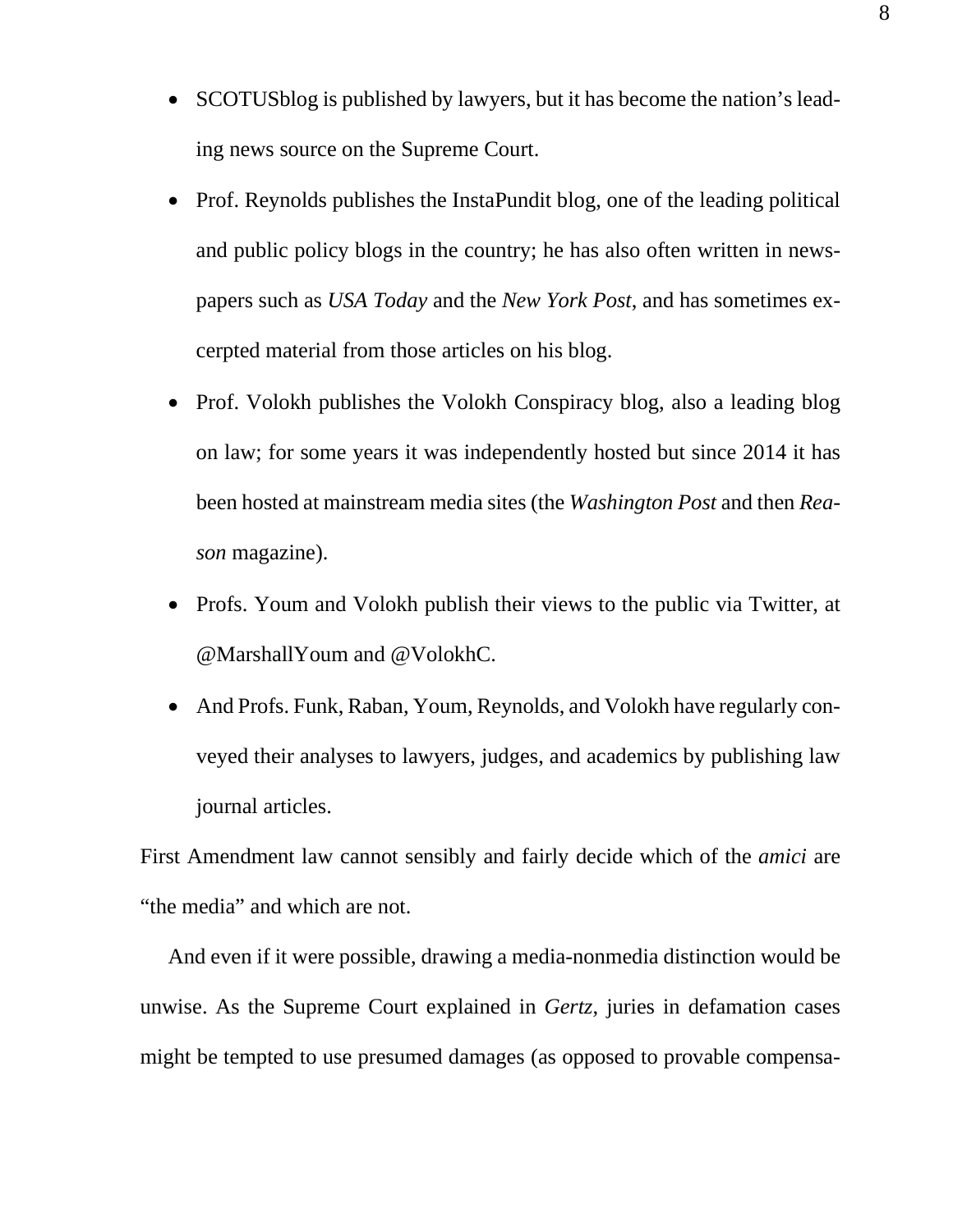- SCOTUSblog is published by lawyers, but it has become the nation's leading news source on the Supreme Court.
- Prof. Reynolds publishes the InstaPundit blog, one of the leading political and public policy blogs in the country; he has also often written in newspapers such as *USA Today* and the *New York Post*, and has sometimes excerpted material from those articles on his blog.
- Prof. Volokh publishes the Volokh Conspiracy blog, also a leading blog on law; for some years it was independently hosted but since 2014 it has been hosted at mainstream media sites (the *Washington Post* and then *Reason* magazine).
- Profs. Youm and Volokh publish their views to the public via Twitter, at @MarshallYoum and @VolokhC.
- And Profs. Funk, Raban, Youm, Reynolds, and Volokh have regularly conveyed their analyses to lawyers, judges, and academics by publishing law journal articles.

First Amendment law cannot sensibly and fairly decide which of the *amici* are "the media" and which are not.

And even if it were possible, drawing a media-nonmedia distinction would be unwise. As the Supreme Court explained in *Gertz*, juries in defamation cases might be tempted to use presumed damages (as opposed to provable compensa-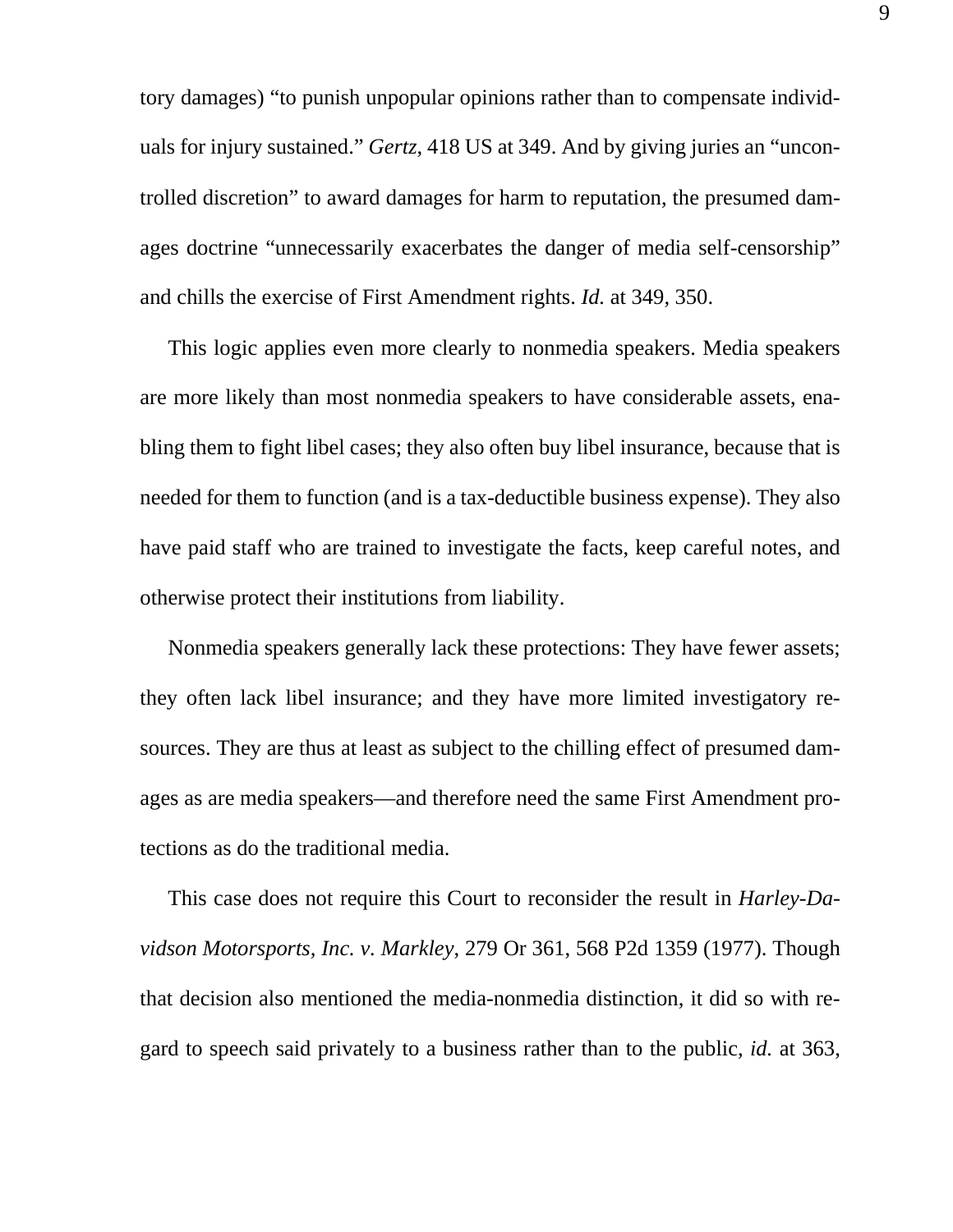tory damages) "to punish unpopular opinions rather than to compensate individuals for injury sustained." *Gertz*, 418 US at 349. And by giving juries an "uncontrolled discretion" to award damages for harm to reputation, the presumed damages doctrine "unnecessarily exacerbates the danger of media self-censorship" and chills the exercise of First Amendment rights. *Id.* at 349, 350.

This logic applies even more clearly to nonmedia speakers. Media speakers are more likely than most nonmedia speakers to have considerable assets, enabling them to fight libel cases; they also often buy libel insurance, because that is needed for them to function (and is a tax-deductible business expense). They also have paid staff who are trained to investigate the facts, keep careful notes, and otherwise protect their institutions from liability.

Nonmedia speakers generally lack these protections: They have fewer assets; they often lack libel insurance; and they have more limited investigatory resources. They are thus at least as subject to the chilling effect of presumed damages as are media speakers—and therefore need the same First Amendment protections as do the traditional media.

This case does not require this Court to reconsider the result in *Harley-Davidson Motorsports, Inc. v. Markley*, 279 Or 361, 568 P2d 1359 (1977). Though that decision also mentioned the media-nonmedia distinction, it did so with regard to speech said privately to a business rather than to the public, *id.* at 363,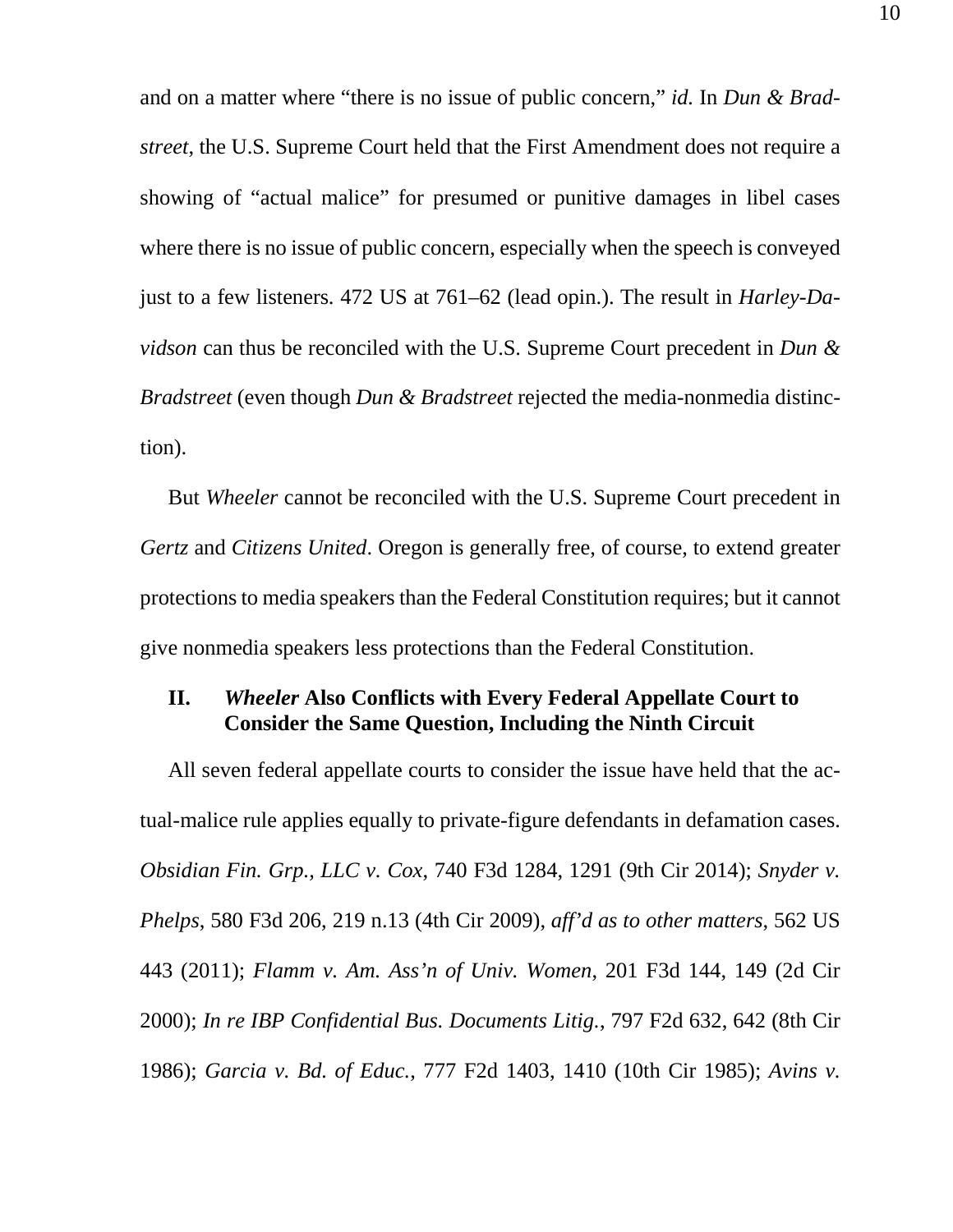and on a matter where "there is no issue of public concern," *id.* In *Dun & Bradstreet,* the U.S. Supreme Court held that the First Amendment does not require a showing of "actual malice" for presumed or punitive damages in libel cases where there is no issue of public concern, especially when the speech is conveyed just to a few listeners. 472 US at 761–62 (lead opin.). The result in *Harley-Davidson* can thus be reconciled with the U.S. Supreme Court precedent in *Dun & Bradstreet* (even though *Dun & Bradstreet* rejected the media-nonmedia distinction).

But *Wheeler* cannot be reconciled with the U.S. Supreme Court precedent in *Gertz* and *Citizens United*. Oregon is generally free, of course, to extend greater protections to media speakers than the Federal Constitution requires; but it cannot give nonmedia speakers less protections than the Federal Constitution.

## II. *Wheeler* Also Conflicts with Every Federal Appellate Court to Consider the Same Question, Including the Ninth Circuit

All seven federal appellate courts to consider the issue have held that the actual-malice rule applies equally to private-figure defendants in defamation cases. *Obsidian Fin. Grp., LLC v. Cox*, 740 F3d 1284, 1291 (9th Cir 2014); *Snyder v. Phelps*, 580 F3d 206, 219 n.13 (4th Cir 2009), *aff'd as to other matters*, 562 US 443 (2011); *Flamm v. Am. Ass'n of Univ. Women*, 201 F3d 144, 149 (2d Cir 2000); *In re IBP Confidential Bus. Documents Litig.*, 797 F2d 632, 642 (8th Cir 1986); *Garcia v. Bd. of Educ.*, 777 F2d 1403, 1410 (10th Cir 1985); *Avins v.*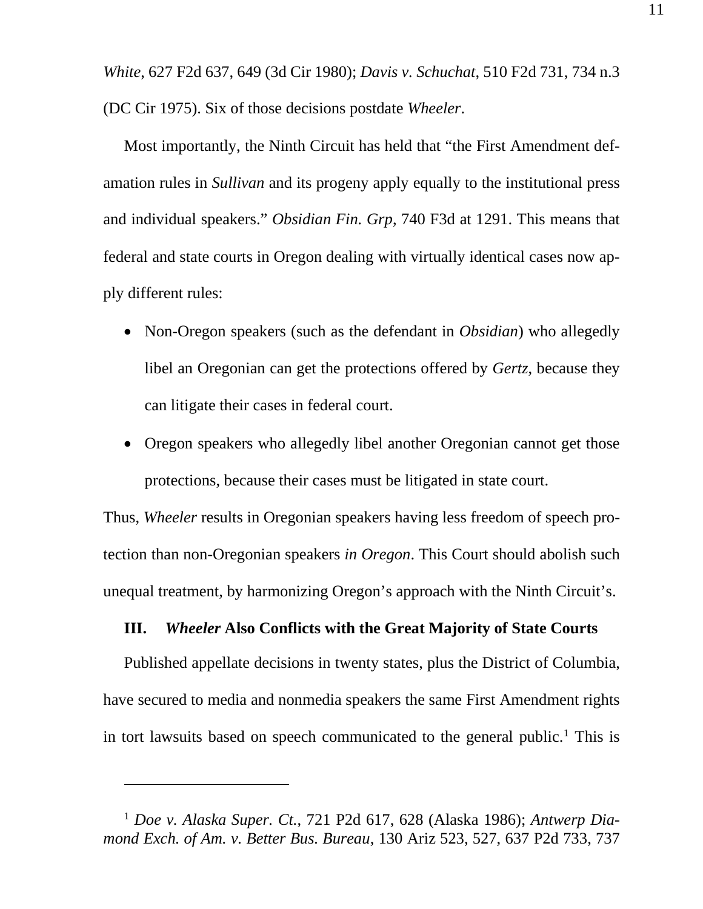*White*, 627 F2d 637, 649 (3d Cir 1980); *Davis v. Schuchat*, 510 F2d 731, 734 n.3 (DC Cir 1975). Six of those decisions postdate *Wheeler*.

Most importantly, the Ninth Circuit has held that "the First Amendment defamation rules in *Sullivan* and its progeny apply equally to the institutional press and individual speakers." *Obsidian Fin. Grp*, 740 F3d at 1291. This means that federal and state courts in Oregon dealing with virtually identical cases now apply different rules:

- Non-Oregon speakers (such as the defendant in *Obsidian*) who allegedly libel an Oregonian can get the protections offered by *Gertz*, because they can litigate their cases in federal court.
- Oregon speakers who allegedly libel another Oregonian cannot get those protections, because their cases must be litigated in state court.

Thus, *Wheeler* results in Oregonian speakers having less freedom of speech protection than non-Oregonian speakers *in Oregon*. This Court should abolish such unequal treatment, by harmonizing Oregon's approach with the Ninth Circuit's.

### III. *Wheeler* Also Conflicts with the Great Majority of State Courts

Published appellate decisions in twenty states, plus the District of Columbia, have secured to media and nonmedia speakers the same First Amendment rights in tort lawsuits based on speech communicated to the general public.[1] This is

---

[1] *Doe v. Alaska Super. Ct.*, 721 P2d 617, 628 (Alaska 1986); *Antwerp Diamond Exch. of Am. v. Better Bus. Bureau*, 130 Ariz 523, 527, 637 P2d 733, 737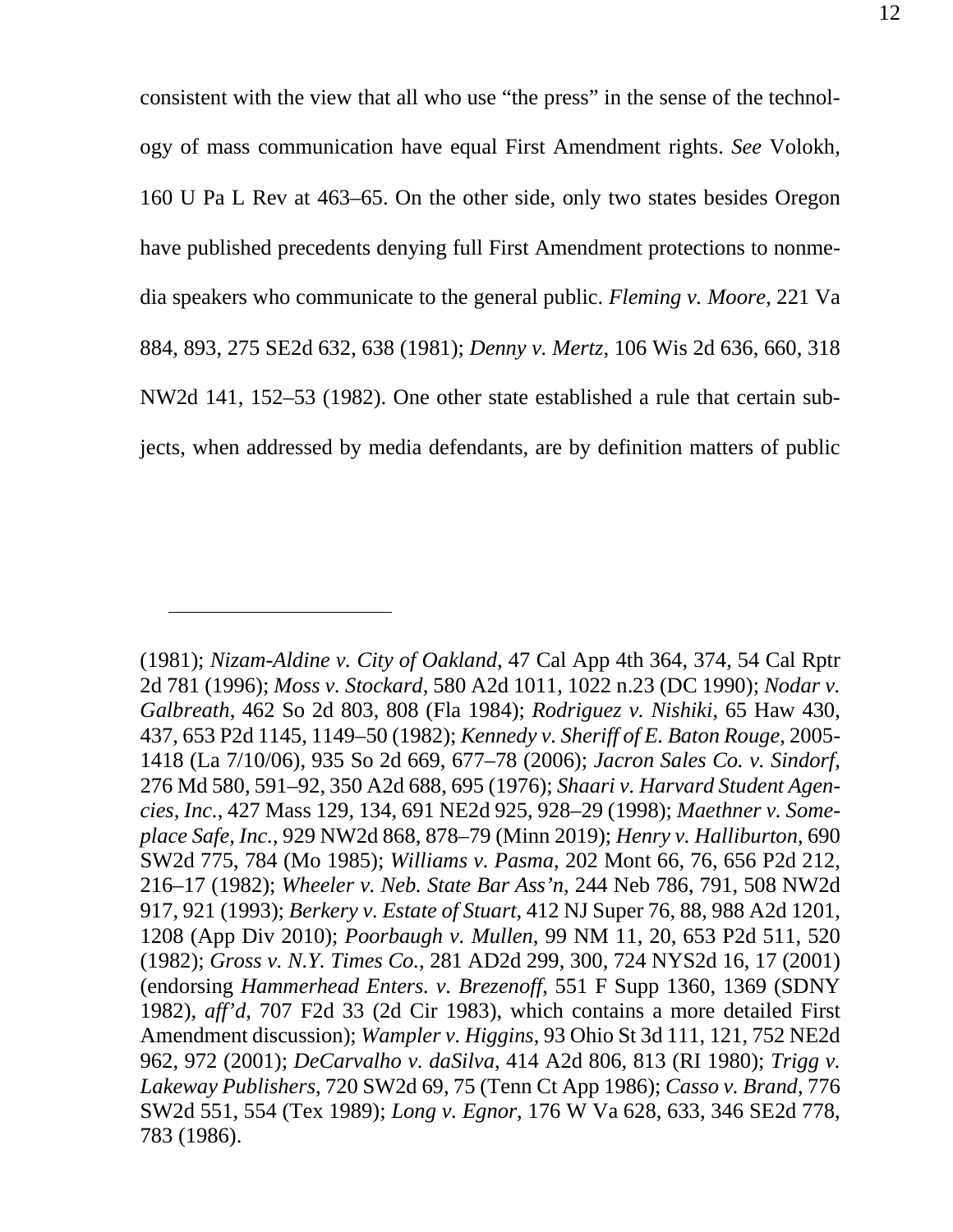consistent with the view that all who use "the press" in the sense of the technology of mass communication have equal First Amendment rights. *See* Volokh, 160 U Pa L Rev at 463–65. On the other side, only two states besides Oregon have published precedents denying full First Amendment protections to nonmedia speakers who communicate to the general public. *Fleming v. Moore*, 221 Va 884, 893, 275 SE2d 632, 638 (1981); *Denny v. Mertz*, 106 Wis 2d 636, 660, 318 NW2d 141, 152–53 (1982). One other state established a rule that certain subjects, when addressed by media defendants, are by definition matters of public

---

(1981); *Nizam-Aldine v. City of Oakland*, 47 Cal App 4th 364, 374, 54 Cal Rptr 2d 781 (1996); *Moss v. Stockard*, 580 A2d 1011, 1022 n.23 (DC 1990); *Nodar v. Galbreath*, 462 So 2d 803, 808 (Fla 1984); *Rodriguez v. Nishiki*, 65 Haw 430, 437, 653 P2d 1145, 1149–50 (1982); *Kennedy v. Sheriff of E. Baton Rouge*, 2005-1418 (La 7/10/06), 935 So 2d 669, 677–78 (2006); *Jacron Sales Co. v. Sindorf*, 276 Md 580, 591–92, 350 A2d 688, 695 (1976); *Shaari v. Harvard Student Agencies, Inc.*, 427 Mass 129, 134, 691 NE2d 925, 928–29 (1998); *Maethner v. Someplace Safe, Inc.*, 929 NW2d 868, 878–79 (Minn 2019); *Henry v. Halliburton*, 690 SW2d 775, 784 (Mo 1985); *Williams v. Pasma*, 202 Mont 66, 76, 656 P2d 212, 216–17 (1982); *Wheeler v. Neb. State Bar Ass'n*, 244 Neb 786, 791, 508 NW2d 917, 921 (1993); *Berkery v. Estate of Stuart*, 412 NJ Super 76, 88, 988 A2d 1201, 1208 (App Div 2010); *Poorbaugh v. Mullen*, 99 NM 11, 20, 653 P2d 511, 520 (1982); *Gross v. N.Y. Times Co.*, 281 AD2d 299, 300, 724 NYS2d 16, 17 (2001) (endorsing *Hammerhead Enters. v. Brezenoff*, 551 F Supp 1360, 1369 (SDNY 1982), *aff'd*, 707 F2d 33 (2d Cir 1983), which contains a more detailed First Amendment discussion); *Wampler v. Higgins*, 93 Ohio St 3d 111, 121, 752 NE2d 962, 972 (2001); *DeCarvalho v. daSilva*, 414 A2d 806, 813 (RI 1980); *Trigg v. Lakeway Publishers*, 720 SW2d 69, 75 (Tenn Ct App 1986); *Casso v. Brand*, 776 SW2d 551, 554 (Tex 1989); *Long v. Egnor*, 176 W Va 628, 633, 346 SE2d 778, 783 (1986).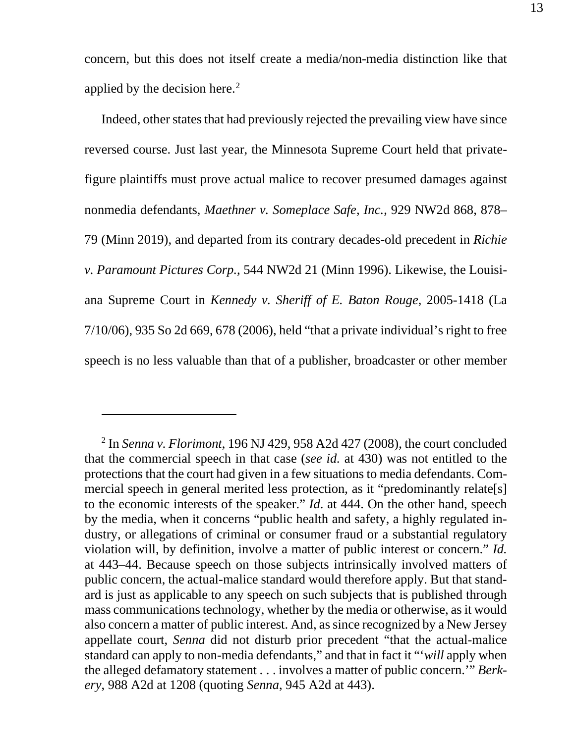concern, but this does not itself create a media/non-media distinction like that applied by the decision here.[2]

Indeed, other states that had previously rejected the prevailing view have since reversed course. Just last year, the Minnesota Supreme Court held that private-figure plaintiffs must prove actual malice to recover presumed damages against nonmedia defendants, *Maethner v. Someplace Safe, Inc.*, 929 NW2d 868, 878–79 (Minn 2019), and departed from its contrary decades-old precedent in *Richie v. Paramount Pictures Corp.*, 544 NW2d 21 (Minn 1996). Likewise, the Louisiana Supreme Court in *Kennedy v. Sheriff of E. Baton Rouge*, 2005-1418 (La 7/10/06), 935 So 2d 669, 678 (2006), held "that a private individual's right to free speech is no less valuable than that of a publisher, broadcaster or other member

---

[2] In *Senna v. Florimont*, 196 NJ 429, 958 A2d 427 (2008), the court concluded that the commercial speech in that case (*see id.* at 430) was not entitled to the protections that the court had given in a few situations to media defendants. Commercial speech in general merited less protection, as it "predominantly relate[s] to the economic interests of the speaker." *Id.* at 444. On the other hand, speech by the media, when it concerns "public health and safety, a highly regulated industry, or allegations of criminal or consumer fraud or a substantial regulatory violation will, by definition, involve a matter of public interest or concern." *Id.* at 443–44. Because speech on those subjects intrinsically involved matters of public concern, the actual-malice standard would therefore apply. But that standard is just as applicable to any speech on such subjects that is published through mass communications technology, whether by the media or otherwise, as it would also concern a matter of public interest. And, as since recognized by a New Jersey appellate court, *Senna* did not disturb prior precedent "that the actual-malice standard can apply to non-media defendants," and that in fact it "'*will* apply when the alleged defamatory statement . . . involves a matter of public concern.'" *Berkery*, 988 A2d at 1208 (quoting *Senna*, 945 A2d at 443).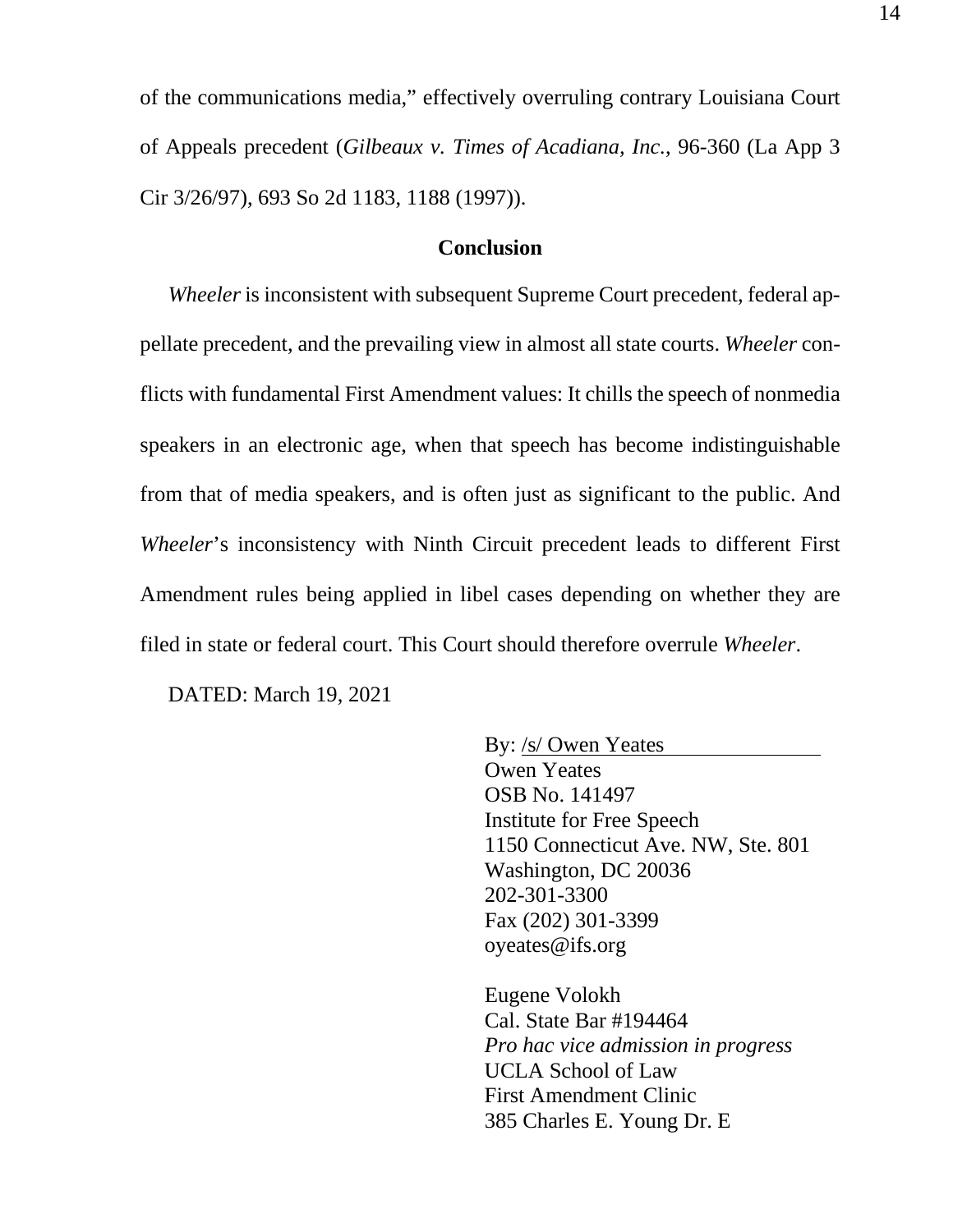of the communications media," effectively overruling contrary Louisiana Court of Appeals precedent (*Gilbeaux v. Times of Acadiana, Inc.*, 96-360 (La App 3 Cir 3/26/97), 693 So 2d 1183, 1188 (1997)).

## Conclusion

*Wheeler* is inconsistent with subsequent Supreme Court precedent, federal appellate precedent, and the prevailing view in almost all state courts. *Wheeler* conflicts with fundamental First Amendment values: It chills the speech of nonmedia speakers in an electronic age, when that speech has become indistinguishable from that of media speakers, and is often just as significant to the public. And *Wheeler*'s inconsistency with Ninth Circuit precedent leads to different First Amendment rules being applied in libel cases depending on whether they are filed in state or federal court. This Court should therefore overrule *Wheeler*.

DATED: March 19, 2021

By: /s/ Owen Yeates
Owen Yeates
OSB No. 141497
Institute for Free Speech
1150 Connecticut Ave. NW, Ste. 801
Washington, DC 20036
202-301-3300
Fax (202) 301-3399
oyeates@ifs.org

Eugene Volokh
Cal. State Bar #194464
*Pro hac vice admission in progress*
UCLA School of Law
First Amendment Clinic
385 Charles E. Young Dr. E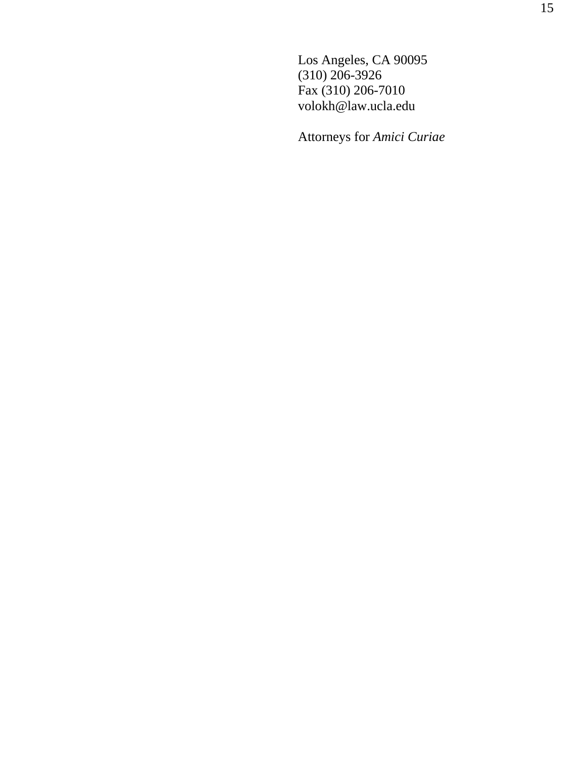Los Angeles, CA 90095
(310) 206-3926
Fax (310) 206-7010
volokh@law.ucla.edu

Attorneys for *Amici Curiae*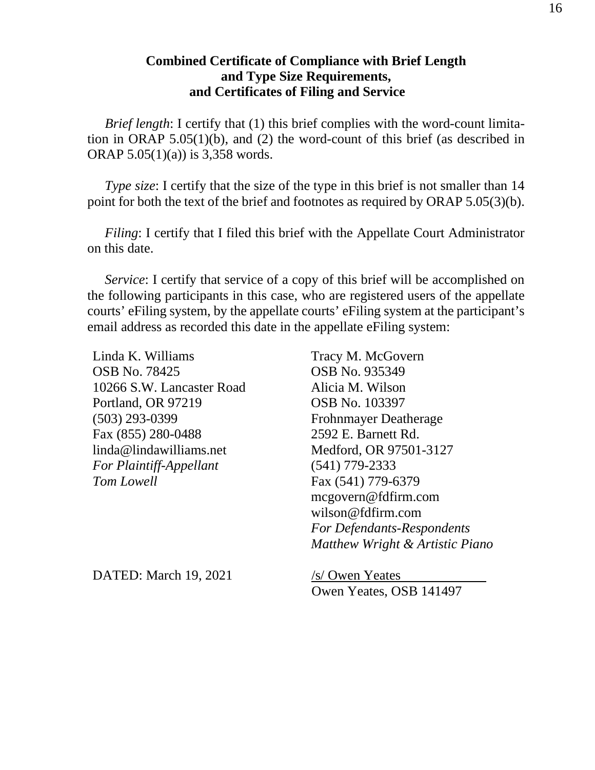## Combined Certificate of Compliance with Brief Length and Type Size Requirements, and Certificates of Filing and Service

*Brief length*: I certify that (1) this brief complies with the word-count limitation in ORAP 5.05(1)(b), and (2) the word-count of this brief (as described in ORAP 5.05(1)(a)) is 3,358 words.

*Type size*: I certify that the size of the type in this brief is not smaller than 14 point for both the text of the brief and footnotes as required by ORAP 5.05(3)(b).

*Filing*: I certify that I filed this brief with the Appellate Court Administrator on this date.

*Service*: I certify that service of a copy of this brief will be accomplished on the following participants in this case, who are registered users of the appellate courts' eFiling system, by the appellate courts' eFiling system at the participant's email address as recorded this date in the appellate eFiling system:

Linda K. Williams
OSB No. 78425
10266 S.W. Lancaster Road
Portland, OR 97219
(503) 293-0399
Fax (855) 280-0488
linda@lindawilliams.net
*For Plaintiff-Appellant Tom Lowell*

Tracy M. McGovern
OSB No. 935349
Alicia M. Wilson
OSB No. 103397
Frohnmayer Deatherage
2592 E. Barnett Rd.
Medford, OR 97501-3127
(541) 779-2333
Fax (541) 779-6379
mcgovern@fdfirm.com
wilson@fdfirm.com
*For Defendants-Respondents Matthew Wright & Artistic Piano*

DATED: March 19, 2021

/s/ Owen Yeates
Owen Yeates, OSB 141497